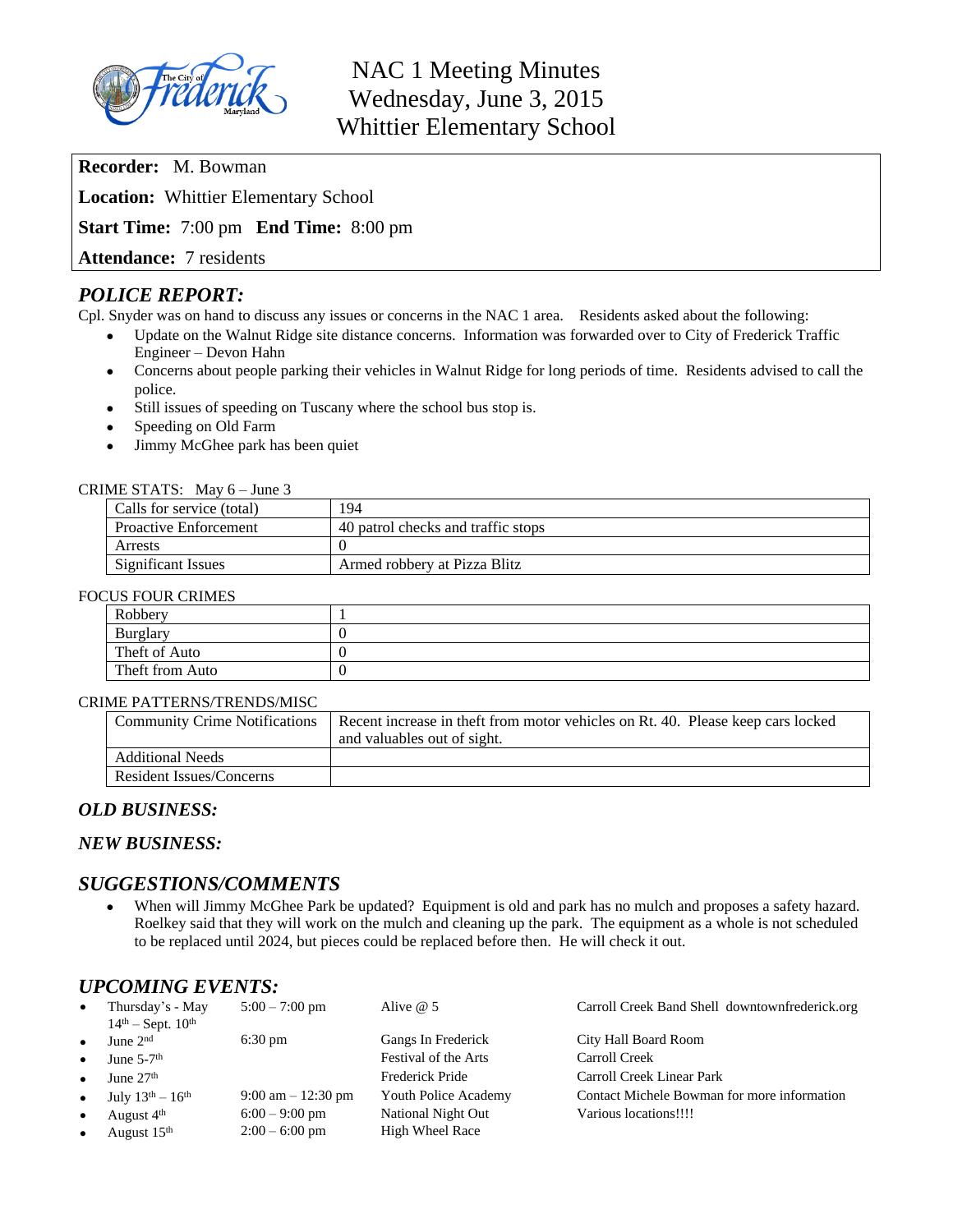# NAC 1 Meeting Minutes
## Wednesday, June 3, 2015
## Whittier Elementary School

**Recorder:** M. Bowman

**Location:** Whittier Elementary School

**Start Time:** 7:00 pm **End Time:** 8:00 pm

**Attendance:** 7 residents

## *POLICE REPORT:*

Cpl. Snyder was on hand to discuss any issues or concerns in the NAC 1 area. Residents asked about the following:

- Update on the Walnut Ridge site distance concerns. Information was forwarded over to City of Frederick Traffic Engineer – Devon Hahn
- Concerns about people parking their vehicles in Walnut Ridge for long periods of time. Residents advised to call the police.
- Still issues of speeding on Tuscany where the school bus stop is.
- Speeding on Old Farm
- Jimmy McGhee park has been quiet

CRIME STATS: May 6 – June 3

| | |
|---|---|
| Calls for service (total) | 194 |
| Proactive Enforcement | 40 patrol checks and traffic stops |
| Arrests | 0 |
| Significant Issues | Armed robbery at Pizza Blitz |

FOCUS FOUR CRIMES

| | |
|---|---|
| Robbery | 1 |
| Burglary | 0 |
| Theft of Auto | 0 |
| Theft from Auto | 0 |

CRIME PATTERNS/TRENDS/MISC

| | |
|---|---|
| Community Crime Notifications | Recent increase in theft from motor vehicles on Rt. 40. Please keep cars locked and valuables out of sight. |
| Additional Needs | |
| Resident Issues/Concerns | |

## *OLD BUSINESS:*

## *NEW BUSINESS:*

## *SUGGESTIONS/COMMENTS*

- When will Jimmy McGhee Park be updated? Equipment is old and park has no mulch and proposes a safety hazard. Roelkey said that they will work on the mulch and cleaning up the park. The equipment as a whole is not scheduled to be replaced until 2024, but pieces could be replaced before then. He will check it out.

## *UPCOMING EVENTS:*

- Thursday's - May 14th – Sept. 10th | 5:00 – 7:00 pm | Alive @ 5 | Carroll Creek Band Shell downtownfrederick.org
- June 2nd | 6:30 pm | Gangs In Frederick | City Hall Board Room
- June 5-7th | Festival of the Arts | Carroll Creek
- June 27th | Frederick Pride | Carroll Creek Linear Park
- July 13th – 16th | 9:00 am – 12:30 pm | Youth Police Academy | Contact Michele Bowman for more information
- August 4th | 6:00 – 9:00 pm | National Night Out | Various locations!!!!
- August 15th | 2:00 – 6:00 pm | High Wheel Race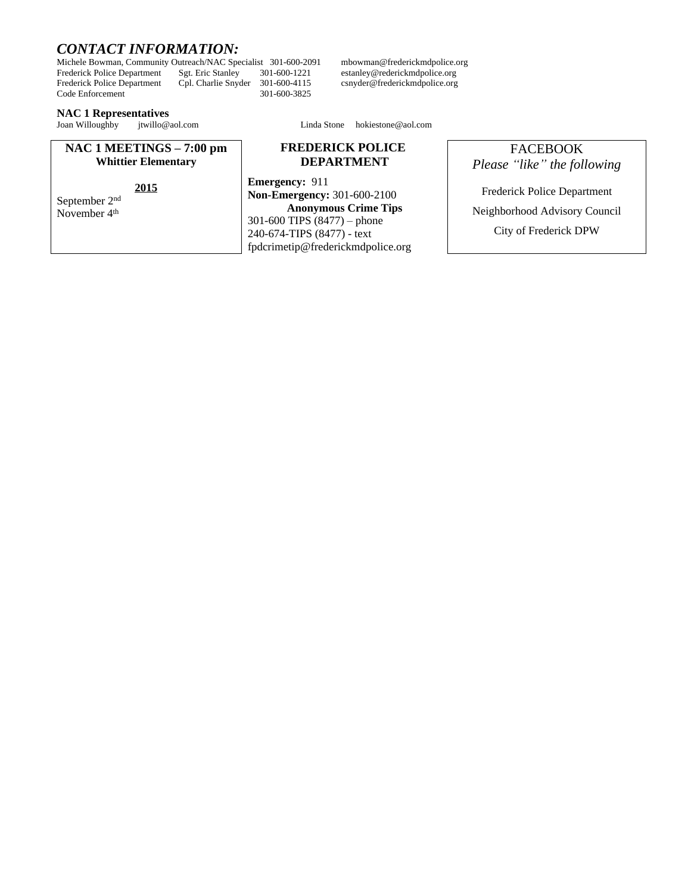## *CONTACT INFORMATION:*

| | | | |
|---|---|---|---|
| Michele Bowman, Community Outreach/NAC Specialist | | 301-600-2091 | mbowman@frederickmdpolice.org |
| Frederick Police Department | Sgt. Eric Stanley | 301-600-1221 | estanley@rederickmdpolice.org |
| Frederick Police Department | Cpl. Charlie Snyder | 301-600-4115 | csnyder@frederickmdpolice.org |
| Code Enforcement | | 301-600-3825 | |

**NAC 1 Representatives**

Joan Willoughby jtwillo@aol.com

Linda Stone hokiestone@aol.com

**NAC 1 MEETINGS – 7:00 pm**
**Whittier Elementary**

**2015**

September 2nd
November 4th

**FREDERICK POLICE DEPARTMENT**

**Emergency:** 911
**Non-Emergency:** 301-600-2100
**Anonymous Crime Tips**
301-600 TIPS (8477) – phone
240-674-TIPS (8477) - text
fpdcrimetip@frederickmdpolice.org

FACEBOOK
*Please "like" the following*

Frederick Police Department

Neighborhood Advisory Council

City of Frederick DPW